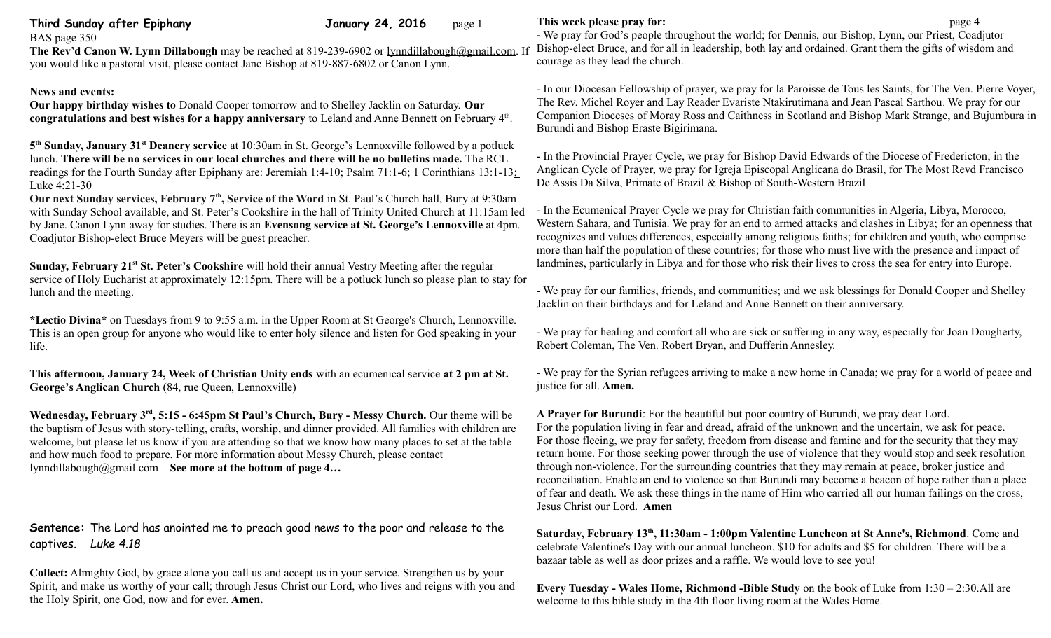**Third Sunday after Epiphany** **January 24, 2016**

BAS page 350

**The Rev'd Canon W. Lynn Dillabough** may be reached at 819-239-6902 or lynndillabough@gmail.com. If you would like a pastoral visit, please contact Jane Bishop at 819-887-6802 or Canon Lynn.

**News and events:**

**Our happy birthday wishes to** Donald Cooper tomorrow and to Shelley Jacklin on Saturday. **Our congratulations and best wishes for a happy anniversary** to Leland and Anne Bennett on February 4th.

**5th Sunday, January 31st Deanery service** at 10:30am in St. George's Lennoxville followed by a potluck lunch. **There will be no services in our local churches and there will be no bulletins made.** The RCL readings for the Fourth Sunday after Epiphany are: Jeremiah 1:4-10; Psalm 71:1-6; 1 Corinthians 13:1-13; Luke 4:21-30

**Our next Sunday services, February 7th, Service of the Word** in St. Paul's Church hall, Bury at 9:30am with Sunday School available, and St. Peter's Cookshire in the hall of Trinity United Church at 11:15am led by Jane. Canon Lynn away for studies. There is an **Evensong service at St. George's Lennoxville** at 4pm. Coadjutor Bishop-elect Bruce Meyers will be guest preacher.

**Sunday, February 21st St. Peter's Cookshire** will hold their annual Vestry Meeting after the regular service of Holy Eucharist at approximately 12:15pm. There will be a potluck lunch so please plan to stay for lunch and the meeting.

**\*Lectio Divina\*** on Tuesdays from 9 to 9:55 a.m. in the Upper Room at St George's Church, Lennoxville. This is an open group for anyone who would like to enter holy silence and listen for God speaking in your life.

**This afternoon, January 24, Week of Christian Unity ends** with an ecumenical service **at 2 pm at St. George's Anglican Church** (84, rue Queen, Lennoxville)

**Wednesday, February 3rd, 5:15 - 6:45pm St Paul's Church, Bury - Messy Church.** Our theme will be the baptism of Jesus with story-telling, crafts, worship, and dinner provided. All families with children are welcome, but please let us know if you are attending so that we know how many places to set at the table and how much food to prepare. For more information about Messy Church, please contact lynndillabough@gmail.com **See more at the bottom of page 4…**

**Sentence:** The Lord has anointed me to preach good news to the poor and release to the captives. *Luke 4.18*

**Collect:** Almighty God, by grace alone you call us and accept us in your service. Strengthen us by your Spirit, and make us worthy of your call; through Jesus Christ our Lord, who lives and reigns with you and the Holy Spirit, one God, now and for ever. **Amen.**

**This week please pray for:**

- We pray for God's people throughout the world; for Dennis, our Bishop, Lynn, our Priest, Coadjutor Bishop-elect Bruce, and for all in leadership, both lay and ordained. Grant them the gifts of wisdom and courage as they lead the church.

- In our Diocesan Fellowship of prayer, we pray for la Paroisse de Tous les Saints, for The Ven. Pierre Voyer, The Rev. Michel Royer and Lay Reader Evariste Ntakirutimana and Jean Pascal Sarthou. We pray for our Companion Dioceses of Moray Ross and Caithness in Scotland and Bishop Mark Strange, and Bujumbura in Burundi and Bishop Eraste Bigirimana.

- In the Provincial Prayer Cycle, we pray for Bishop David Edwards of the Diocese of Fredericton; in the Anglican Cycle of Prayer, we pray for Igreja Episcopal Anglicana do Brasil, for The Most Revd Francisco De Assis Da Silva, Primate of Brazil & Bishop of South-Western Brazil

- In the Ecumenical Prayer Cycle we pray for Christian faith communities in Algeria, Libya, Morocco, Western Sahara, and Tunisia. We pray for an end to armed attacks and clashes in Libya; for an openness that recognizes and values differences, especially among religious faiths; for children and youth, who comprise more than half the population of these countries; for those who must live with the presence and impact of landmines, particularly in Libya and for those who risk their lives to cross the sea for entry into Europe.

- We pray for our families, friends, and communities; and we ask blessings for Donald Cooper and Shelley Jacklin on their birthdays and for Leland and Anne Bennett on their anniversary.

- We pray for healing and comfort all who are sick or suffering in any way, especially for Joan Dougherty, Robert Coleman, The Ven. Robert Bryan, and Dufferin Annesley.

- We pray for the Syrian refugees arriving to make a new home in Canada; we pray for a world of peace and justice for all. **Amen.**

**A Prayer for Burundi**: For the beautiful but poor country of Burundi, we pray dear Lord.
For the population living in fear and dread, afraid of the unknown and the uncertain, we ask for peace.
For those fleeing, we pray for safety, freedom from disease and famine and for the security that they may return home. For those seeking power through the use of violence that they would stop and seek resolution through non-violence. For the surrounding countries that they may remain at peace, broker justice and reconciliation. Enable an end to violence so that Burundi may become a beacon of hope rather than a place of fear and death. We ask these things in the name of Him who carried all our human failings on the cross, Jesus Christ our Lord. **Amen**

**Saturday, February 13th, 11:30am - 1:00pm Valentine Luncheon at St Anne's, Richmond**. Come and celebrate Valentine's Day with our annual luncheon. $10 for adults and $5 for children. There will be a bazaar table as well as door prizes and a raffle. We would love to see you!

**Every Tuesday - Wales Home, Richmond -Bible Study** on the book of Luke from 1:30 – 2:30.All are welcome to this bible study in the 4th floor living room at the Wales Home.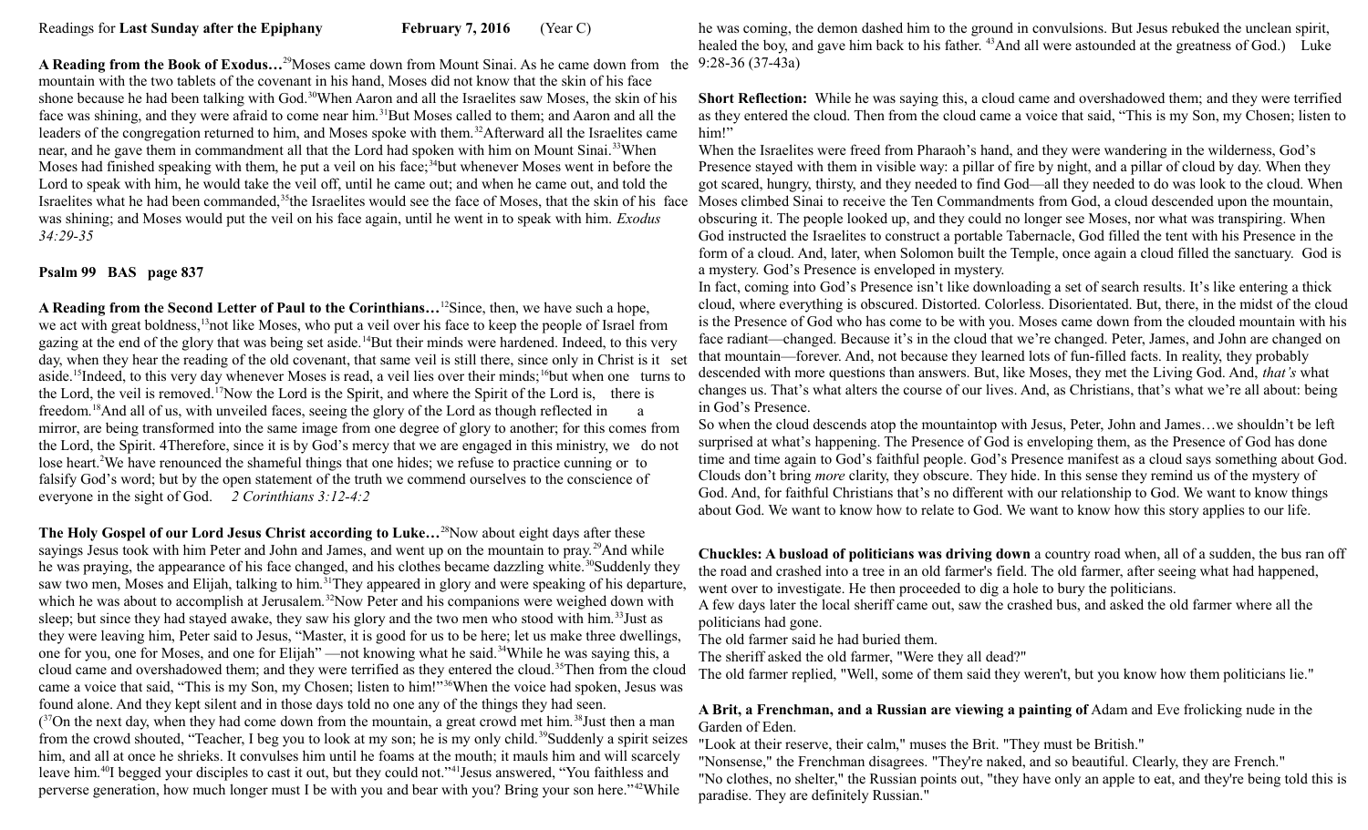Readings for **Last Sunday after the Epiphany** **February 7, 2016** (Year C)

**A Reading from the Book of Exodus…**[29]Moses came down from Mount Sinai. As he came down from the mountain with the two tablets of the covenant in his hand, Moses did not know that the skin of his face shone because he had been talking with God.[30]When Aaron and all the Israelites saw Moses, the skin of his face was shining, and they were afraid to come near him.[31]But Moses called to them; and Aaron and all the leaders of the congregation returned to him, and Moses spoke with them.[32]Afterward all the Israelites came near, and he gave them in commandment all that the Lord had spoken with him on Mount Sinai.[33]When Moses had finished speaking with them, he put a veil on his face;[34]but whenever Moses went in before the Lord to speak with him, he would take the veil off, until he came out; and when he came out, and told the Israelites what he had been commanded,[35]the Israelites would see the face of Moses, that the skin of his face was shining; and Moses would put the veil on his face again, until he went in to speak with him. *Exodus 34:29-35*

**Psalm 99 BAS page 837**

**A Reading from the Second Letter of Paul to the Corinthians…**[12]Since, then, we have such a hope, we act with great boldness,[13]not like Moses, who put a veil over his face to keep the people of Israel from gazing at the end of the glory that was being set aside.[14]But their minds were hardened. Indeed, to this very day, when they hear the reading of the old covenant, that same veil is still there, since only in Christ is it set aside.[15]Indeed, to this very day whenever Moses is read, a veil lies over their minds;[16]but when one turns to the Lord, the veil is removed.[17]Now the Lord is the Spirit, and where the Spirit of the Lord is, there is freedom.[18]And all of us, with unveiled faces, seeing the glory of the Lord as though reflected in a mirror, are being transformed into the same image from one degree of glory to another; for this comes from the Lord, the Spirit. 4Therefore, since it is by God's mercy that we are engaged in this ministry, we do not lose heart.[2]We have renounced the shameful things that one hides; we refuse to practice cunning or to falsify God's word; but by the open statement of the truth we commend ourselves to the conscience of everyone in the sight of God. *2 Corinthians 3:12-4:2*

**The Holy Gospel of our Lord Jesus Christ according to Luke…**[28]Now about eight days after these sayings Jesus took with him Peter and John and James, and went up on the mountain to pray.[29]And while he was praying, the appearance of his face changed, and his clothes became dazzling white.[30]Suddenly they saw two men, Moses and Elijah, talking to him.[31]They appeared in glory and were speaking of his departure, which he was about to accomplish at Jerusalem.[32]Now Peter and his companions were weighed down with sleep; but since they had stayed awake, they saw his glory and the two men who stood with him.[33]Just as they were leaving him, Peter said to Jesus, "Master, it is good for us to be here; let us make three dwellings, one for you, one for Moses, and one for Elijah" —not knowing what he said.[34]While he was saying this, a cloud came and overshadowed them; and they were terrified as they entered the cloud.[35]Then from the cloud came a voice that said, "This is my Son, my Chosen; listen to him!"[36]When the voice had spoken, Jesus was found alone. And they kept silent and in those days told no one any of the things they had seen.
([37]On the next day, when they had come down from the mountain, a great crowd met him.[38]Just then a man from the crowd shouted, "Teacher, I beg you to look at my son; he is my only child.[39]Suddenly a spirit seizes him, and all at once he shrieks. It convulses him until he foams at the mouth; it mauls him and will scarcely leave him.[40]I begged your disciples to cast it out, but they could not."[41]Jesus answered, "You faithless and perverse generation, how much longer must I be with you and bear with you? Bring your son here."[42]While he was coming, the demon dashed him to the ground in convulsions. But Jesus rebuked the unclean spirit, healed the boy, and gave him back to his father. [43]And all were astounded at the greatness of God.) Luke 9:28-36 (37-43a)

**Short Reflection:** While he was saying this, a cloud came and overshadowed them; and they were terrified as they entered the cloud. Then from the cloud came a voice that said, "This is my Son, my Chosen; listen to him!"

When the Israelites were freed from Pharaoh's hand, and they were wandering in the wilderness, God's Presence stayed with them in visible way: a pillar of fire by night, and a pillar of cloud by day. When they got scared, hungry, thirsty, and they needed to find God—all they needed to do was look to the cloud. When Moses climbed Sinai to receive the Ten Commandments from God, a cloud descended upon the mountain, obscuring it. The people looked up, and they could no longer see Moses, nor what was transpiring. When God instructed the Israelites to construct a portable Tabernacle, God filled the tent with his Presence in the form of a cloud. And, later, when Solomon built the Temple, once again a cloud filled the sanctuary. God is a mystery. God's Presence is enveloped in mystery.

In fact, coming into God's Presence isn't like downloading a set of search results. It's like entering a thick cloud, where everything is obscured. Distorted. Colorless. Disorientated. But, there, in the midst of the cloud is the Presence of God who has come to be with you. Moses came down from the clouded mountain with his face radiant—changed. Because it's in the cloud that we're changed. Peter, James, and John are changed on that mountain—forever. And, not because they learned lots of fun-filled facts. In reality, they probably descended with more questions than answers. But, like Moses, they met the Living God. And, *that's* what changes us. That's what alters the course of our lives. And, as Christians, that's what we're all about: being in God's Presence.

So when the cloud descends atop the mountaintop with Jesus, Peter, John and James…we shouldn't be left surprised at what's happening. The Presence of God is enveloping them, as the Presence of God has done time and time again to God's faithful people. God's Presence manifest as a cloud says something about God. Clouds don't bring *more* clarity, they obscure. They hide. In this sense they remind us of the mystery of God. And, for faithful Christians that's no different with our relationship to God. We want to know things about God. We want to know how to relate to God. We want to know how this story applies to our life.

**Chuckles: A busload of politicians was driving down** a country road when, all of a sudden, the bus ran off the road and crashed into a tree in an old farmer's field. The old farmer, after seeing what had happened, went over to investigate. He then proceeded to dig a hole to bury the politicians.

A few days later the local sheriff came out, saw the crashed bus, and asked the old farmer where all the politicians had gone.

The old farmer said he had buried them.

The sheriff asked the old farmer, "Were they all dead?"

The old farmer replied, "Well, some of them said they weren't, but you know how them politicians lie."

**A Brit, a Frenchman, and a Russian are viewing a painting of** Adam and Eve frolicking nude in the Garden of Eden.

"Look at their reserve, their calm," muses the Brit. "They must be British."

"Nonsense," the Frenchman disagrees. "They're naked, and so beautiful. Clearly, they are French."

"No clothes, no shelter," the Russian points out, "they have only an apple to eat, and they're being told this is paradise. They are definitely Russian."